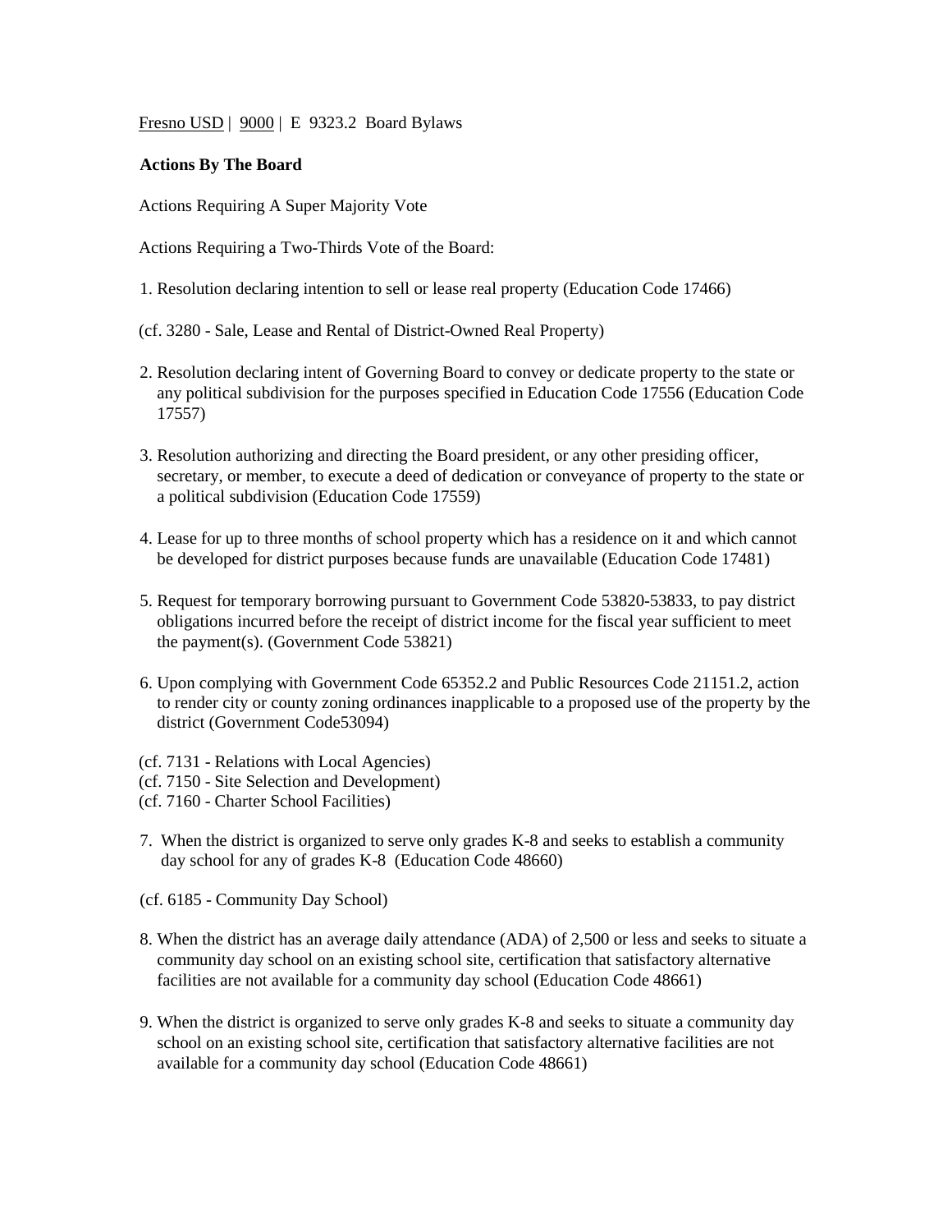Fresno USD | 9000 | E 9323.2 Board Bylaws

**Actions By The Board**

Actions Requiring A Super Majority Vote

Actions Requiring a Two-Thirds Vote of the Board:

1. Resolution declaring intention to sell or lease real property (Education Code 17466)

(cf. 3280 - Sale, Lease and Rental of District-Owned Real Property)

2. Resolution declaring intent of Governing Board to convey or dedicate property to the state or any political subdivision for the purposes specified in Education Code 17556 (Education Code 17557)

3. Resolution authorizing and directing the Board president, or any other presiding officer, secretary, or member, to execute a deed of dedication or conveyance of property to the state or a political subdivision (Education Code 17559)

4. Lease for up to three months of school property which has a residence on it and which cannot be developed for district purposes because funds are unavailable (Education Code 17481)

5. Request for temporary borrowing pursuant to Government Code 53820-53833, to pay district obligations incurred before the receipt of district income for the fiscal year sufficient to meet the payment(s). (Government Code 53821)

6. Upon complying with Government Code 65352.2 and Public Resources Code 21151.2, action to render city or county zoning ordinances inapplicable to a proposed use of the property by the district (Government Code53094)

(cf. 7131 - Relations with Local Agencies)
(cf. 7150 - Site Selection and Development)
(cf. 7160 - Charter School Facilities)

7. When the district is organized to serve only grades K-8 and seeks to establish a community day school for any of grades K-8 (Education Code 48660)

(cf. 6185 - Community Day School)

8. When the district has an average daily attendance (ADA) of 2,500 or less and seeks to situate a community day school on an existing school site, certification that satisfactory alternative facilities are not available for a community day school (Education Code 48661)

9. When the district is organized to serve only grades K-8 and seeks to situate a community day school on an existing school site, certification that satisfactory alternative facilities are not available for a community day school (Education Code 48661)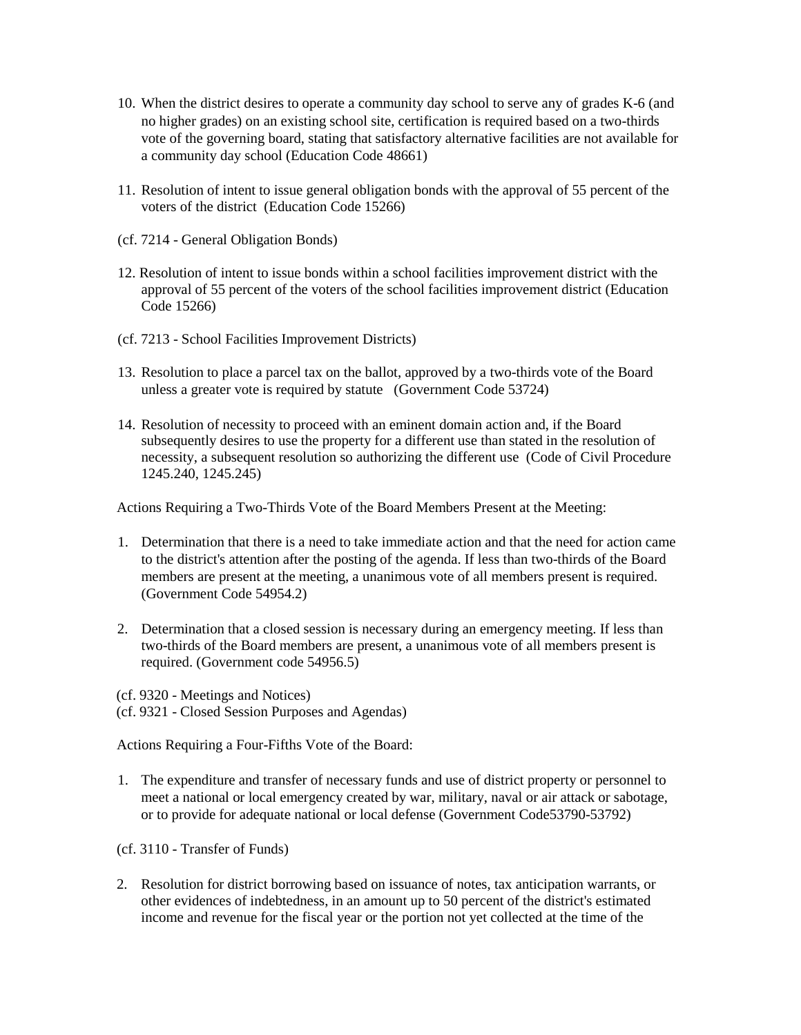10. When the district desires to operate a community day school to serve any of grades K-6 (and no higher grades) on an existing school site, certification is required based on a two-thirds vote of the governing board, stating that satisfactory alternative facilities are not available for a community day school (Education Code 48661)

11. Resolution of intent to issue general obligation bonds with the approval of 55 percent of the voters of the district (Education Code 15266)

(cf. 7214 - General Obligation Bonds)

12. Resolution of intent to issue bonds within a school facilities improvement district with the approval of 55 percent of the voters of the school facilities improvement district (Education Code 15266)

(cf. 7213 - School Facilities Improvement Districts)

13. Resolution to place a parcel tax on the ballot, approved by a two-thirds vote of the Board unless a greater vote is required by statute (Government Code 53724)

14. Resolution of necessity to proceed with an eminent domain action and, if the Board subsequently desires to use the property for a different use than stated in the resolution of necessity, a subsequent resolution so authorizing the different use (Code of Civil Procedure 1245.240, 1245.245)

Actions Requiring a Two-Thirds Vote of the Board Members Present at the Meeting:

1. Determination that there is a need to take immediate action and that the need for action came to the district's attention after the posting of the agenda. If less than two-thirds of the Board members are present at the meeting, a unanimous vote of all members present is required. (Government Code 54954.2)

2. Determination that a closed session is necessary during an emergency meeting. If less than two-thirds of the Board members are present, a unanimous vote of all members present is required. (Government code 54956.5)

(cf. 9320 - Meetings and Notices)
(cf. 9321 - Closed Session Purposes and Agendas)

Actions Requiring a Four-Fifths Vote of the Board:

1. The expenditure and transfer of necessary funds and use of district property or personnel to meet a national or local emergency created by war, military, naval or air attack or sabotage, or to provide for adequate national or local defense (Government Code53790-53792)

(cf. 3110 - Transfer of Funds)

2. Resolution for district borrowing based on issuance of notes, tax anticipation warrants, or other evidences of indebtedness, in an amount up to 50 percent of the district's estimated income and revenue for the fiscal year or the portion not yet collected at the time of the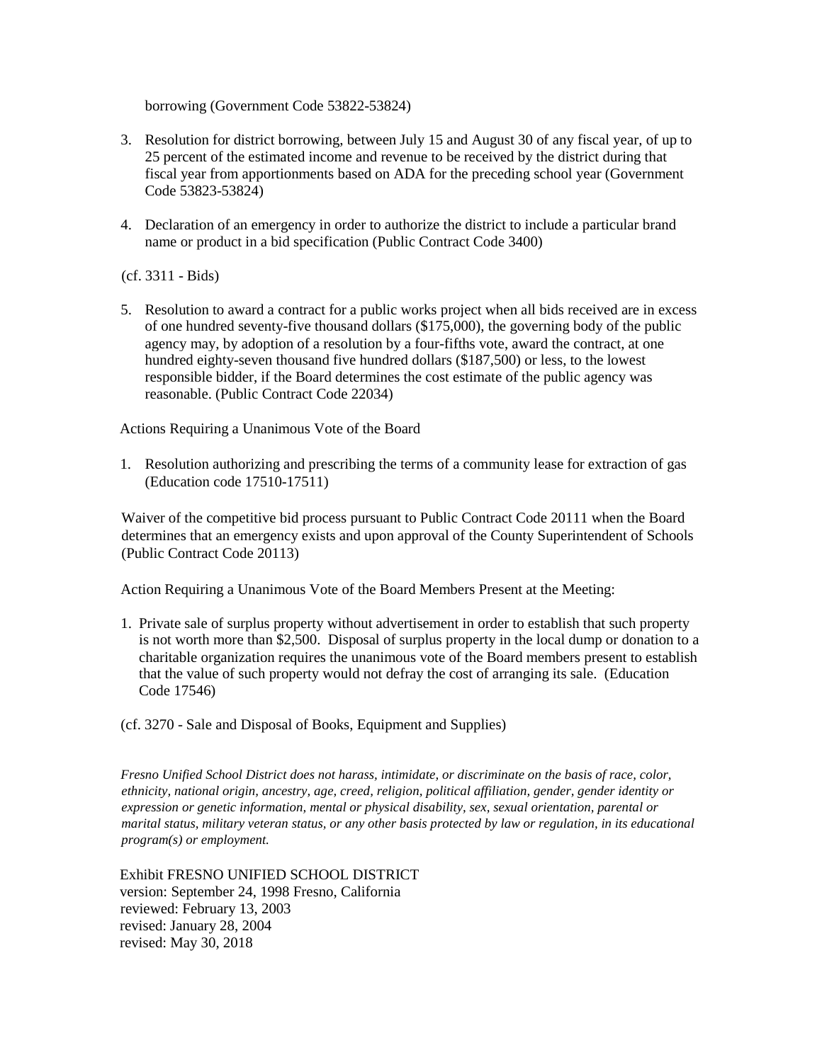borrowing (Government Code 53822-53824)

3. Resolution for district borrowing, between July 15 and August 30 of any fiscal year, of up to 25 percent of the estimated income and revenue to be received by the district during that fiscal year from apportionments based on ADA for the preceding school year (Government Code 53823-53824)

4. Declaration of an emergency in order to authorize the district to include a particular brand name or product in a bid specification (Public Contract Code 3400)

(cf. 3311 - Bids)

5. Resolution to award a contract for a public works project when all bids received are in excess of one hundred seventy-five thousand dollars ($175,000), the governing body of the public agency may, by adoption of a resolution by a four-fifths vote, award the contract, at one hundred eighty-seven thousand five hundred dollars ($187,500) or less, to the lowest responsible bidder, if the Board determines the cost estimate of the public agency was reasonable. (Public Contract Code 22034)

Actions Requiring a Unanimous Vote of the Board

1. Resolution authorizing and prescribing the terms of a community lease for extraction of gas (Education code 17510-17511)

Waiver of the competitive bid process pursuant to Public Contract Code 20111 when the Board determines that an emergency exists and upon approval of the County Superintendent of Schools (Public Contract Code 20113)

Action Requiring a Unanimous Vote of the Board Members Present at the Meeting:

1. Private sale of surplus property without advertisement in order to establish that such property is not worth more than $2,500. Disposal of surplus property in the local dump or donation to a charitable organization requires the unanimous vote of the Board members present to establish that the value of such property would not defray the cost of arranging its sale. (Education Code 17546)

(cf. 3270 - Sale and Disposal of Books, Equipment and Supplies)

*Fresno Unified School District does not harass, intimidate, or discriminate on the basis of race, color, ethnicity, national origin, ancestry, age, creed, religion, political affiliation, gender, gender identity or expression or genetic information, mental or physical disability, sex, sexual orientation, parental or marital status, military veteran status, or any other basis protected by law or regulation, in its educational program(s) or employment.*

Exhibit FRESNO UNIFIED SCHOOL DISTRICT
version: September 24, 1998 Fresno, California
reviewed: February 13, 2003
revised: January 28, 2004
revised: May 30, 2018